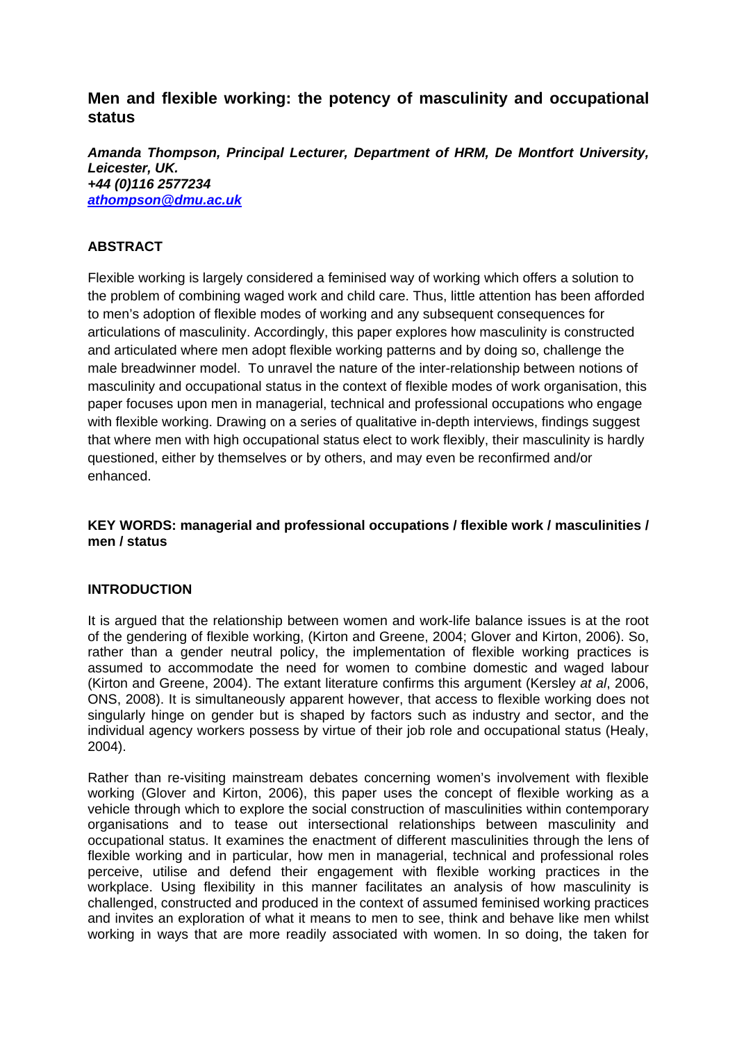# Men and flexible working: the potency of masculinity and occupational status

***Amanda Thompson, Principal Lecturer, Department of HRM, De Montfort University, Leicester, UK.***
***+44 (0)116 2577234***
***athompson@dmu.ac.uk***

## ABSTRACT

Flexible working is largely considered a feminised way of working which offers a solution to the problem of combining waged work and child care. Thus, little attention has been afforded to men's adoption of flexible modes of working and any subsequent consequences for articulations of masculinity. Accordingly, this paper explores how masculinity is constructed and articulated where men adopt flexible working patterns and by doing so, challenge the male breadwinner model. To unravel the nature of the inter-relationship between notions of masculinity and occupational status in the context of flexible modes of work organisation, this paper focuses upon men in managerial, technical and professional occupations who engage with flexible working. Drawing on a series of qualitative in-depth interviews, findings suggest that where men with high occupational status elect to work flexibly, their masculinity is hardly questioned, either by themselves or by others, and may even be reconfirmed and/or enhanced.

**KEY WORDS: managerial and professional occupations / flexible work / masculinities / men / status**

## INTRODUCTION

It is argued that the relationship between women and work-life balance issues is at the root of the gendering of flexible working, (Kirton and Greene, 2004; Glover and Kirton, 2006). So, rather than a gender neutral policy, the implementation of flexible working practices is assumed to accommodate the need for women to combine domestic and waged labour (Kirton and Greene, 2004). The extant literature confirms this argument (Kersley *at al*, 2006, ONS, 2008). It is simultaneously apparent however, that access to flexible working does not singularly hinge on gender but is shaped by factors such as industry and sector, and the individual agency workers possess by virtue of their job role and occupational status (Healy, 2004).

Rather than re-visiting mainstream debates concerning women's involvement with flexible working (Glover and Kirton, 2006), this paper uses the concept of flexible working as a vehicle through which to explore the social construction of masculinities within contemporary organisations and to tease out intersectional relationships between masculinity and occupational status. It examines the enactment of different masculinities through the lens of flexible working and in particular, how men in managerial, technical and professional roles perceive, utilise and defend their engagement with flexible working practices in the workplace. Using flexibility in this manner facilitates an analysis of how masculinity is challenged, constructed and produced in the context of assumed feminised working practices and invites an exploration of what it means to men to see, think and behave like men whilst working in ways that are more readily associated with women. In so doing, the taken for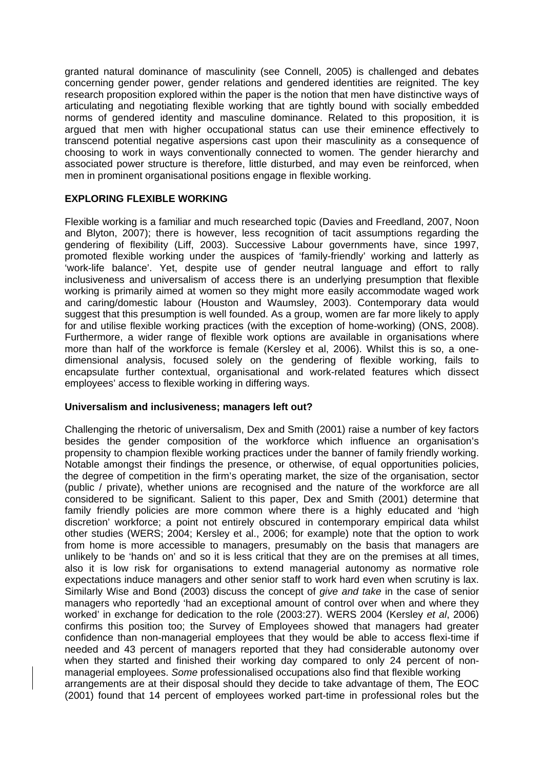granted natural dominance of masculinity (see Connell, 2005) is challenged and debates concerning gender power, gender relations and gendered identities are reignited. The key research proposition explored within the paper is the notion that men have distinctive ways of articulating and negotiating flexible working that are tightly bound with socially embedded norms of gendered identity and masculine dominance. Related to this proposition, it is argued that men with higher occupational status can use their eminence effectively to transcend potential negative aspersions cast upon their masculinity as a consequence of choosing to work in ways conventionally connected to women. The gender hierarchy and associated power structure is therefore, little disturbed, and may even be reinforced, when men in prominent organisational positions engage in flexible working.

## EXPLORING FLEXIBLE WORKING

Flexible working is a familiar and much researched topic (Davies and Freedland, 2007, Noon and Blyton, 2007); there is however, less recognition of tacit assumptions regarding the gendering of flexibility (Liff, 2003). Successive Labour governments have, since 1997, promoted flexible working under the auspices of 'family-friendly' working and latterly as 'work-life balance'. Yet, despite use of gender neutral language and effort to rally inclusiveness and universalism of access there is an underlying presumption that flexible working is primarily aimed at women so they might more easily accommodate waged work and caring/domestic labour (Houston and Waumsley, 2003). Contemporary data would suggest that this presumption is well founded. As a group, women are far more likely to apply for and utilise flexible working practices (with the exception of home-working) (ONS, 2008). Furthermore, a wider range of flexible work options are available in organisations where more than half of the workforce is female (Kersley et al, 2006). Whilst this is so, a one-dimensional analysis, focused solely on the gendering of flexible working, fails to encapsulate further contextual, organisational and work-related features which dissect employees' access to flexible working in differing ways.

### Universalism and inclusiveness; managers left out?

Challenging the rhetoric of universalism, Dex and Smith (2001) raise a number of key factors besides the gender composition of the workforce which influence an organisation's propensity to champion flexible working practices under the banner of family friendly working. Notable amongst their findings the presence, or otherwise, of equal opportunities policies, the degree of competition in the firm's operating market, the size of the organisation, sector (public / private), whether unions are recognised and the nature of the workforce are all considered to be significant. Salient to this paper, Dex and Smith (2001) determine that family friendly policies are more common where there is a highly educated and 'high discretion' workforce; a point not entirely obscured in contemporary empirical data whilst other studies (WERS; 2004; Kersley et al., 2006; for example) note that the option to work from home is more accessible to managers, presumably on the basis that managers are unlikely to be 'hands on' and so it is less critical that they are on the premises at all times, also it is low risk for organisations to extend managerial autonomy as normative role expectations induce managers and other senior staff to work hard even when scrutiny is lax. Similarly Wise and Bond (2003) discuss the concept of *give and take* in the case of senior managers who reportedly 'had an exceptional amount of control over when and where they worked' in exchange for dedication to the role (2003:27). WERS 2004 (Kersley *et al*, 2006) confirms this position too; the Survey of Employees showed that managers had greater confidence than non-managerial employees that they would be able to access flexi-time if needed and 43 percent of managers reported that they had considerable autonomy over when they started and finished their working day compared to only 24 percent of non-managerial employees. *Some* professionalised occupations also find that flexible working arrangements are at their disposal should they decide to take advantage of them, The EOC (2001) found that 14 percent of employees worked part-time in professional roles but the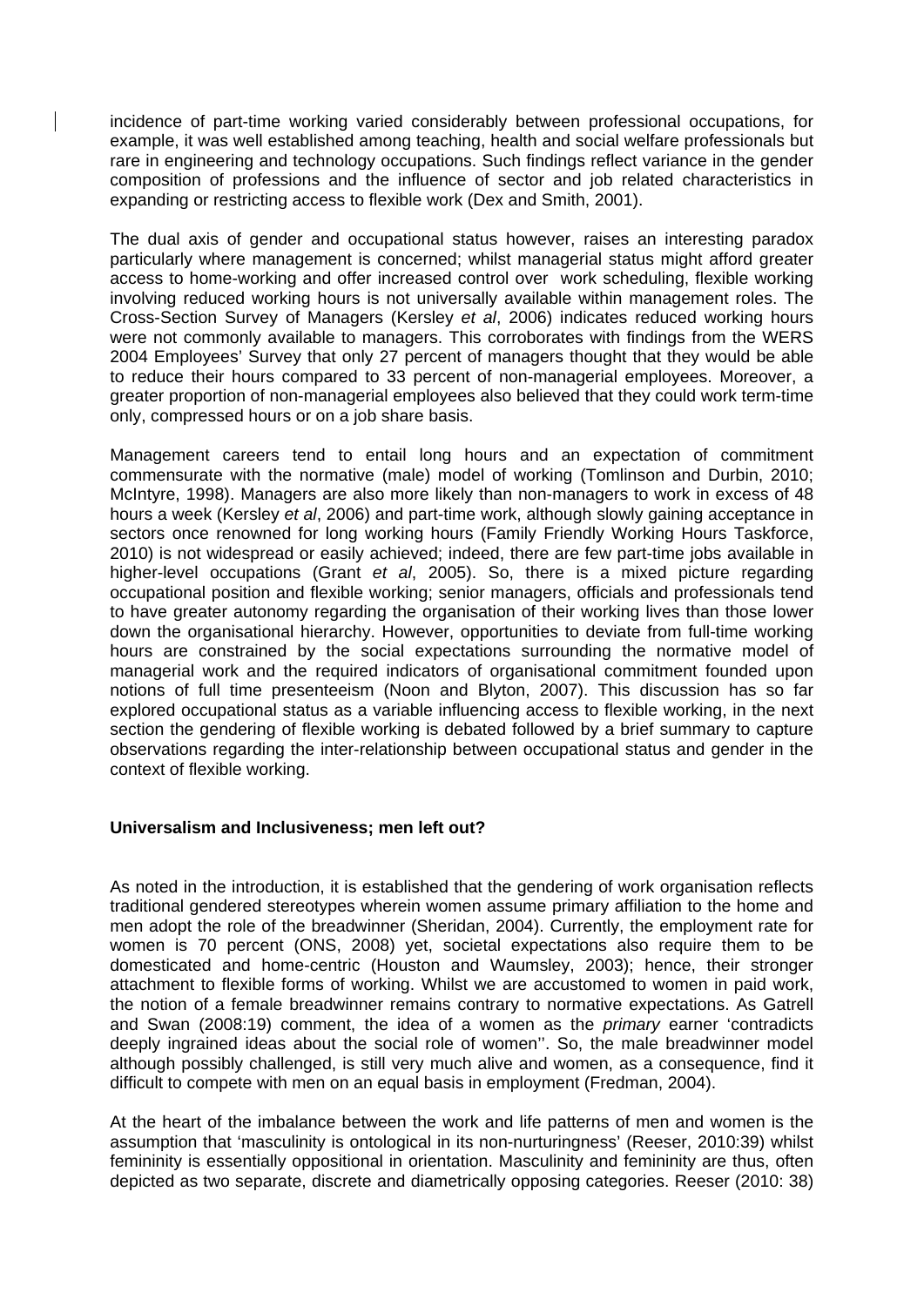incidence of part-time working varied considerably between professional occupations, for example, it was well established among teaching, health and social welfare professionals but rare in engineering and technology occupations. Such findings reflect variance in the gender composition of professions and the influence of sector and job related characteristics in expanding or restricting access to flexible work (Dex and Smith, 2001).

The dual axis of gender and occupational status however, raises an interesting paradox particularly where management is concerned; whilst managerial status might afford greater access to home-working and offer increased control over work scheduling, flexible working involving reduced working hours is not universally available within management roles. The Cross-Section Survey of Managers (Kersley *et al*, 2006) indicates reduced working hours were not commonly available to managers. This corroborates with findings from the WERS 2004 Employees' Survey that only 27 percent of managers thought that they would be able to reduce their hours compared to 33 percent of non-managerial employees. Moreover, a greater proportion of non-managerial employees also believed that they could work term-time only, compressed hours or on a job share basis.

Management careers tend to entail long hours and an expectation of commitment commensurate with the normative (male) model of working (Tomlinson and Durbin, 2010; McIntyre, 1998). Managers are also more likely than non-managers to work in excess of 48 hours a week (Kersley *et al*, 2006) and part-time work, although slowly gaining acceptance in sectors once renowned for long working hours (Family Friendly Working Hours Taskforce, 2010) is not widespread or easily achieved; indeed, there are few part-time jobs available in higher-level occupations (Grant *et al*, 2005). So, there is a mixed picture regarding occupational position and flexible working; senior managers, officials and professionals tend to have greater autonomy regarding the organisation of their working lives than those lower down the organisational hierarchy. However, opportunities to deviate from full-time working hours are constrained by the social expectations surrounding the normative model of managerial work and the required indicators of organisational commitment founded upon notions of full time presenteeism (Noon and Blyton, 2007). This discussion has so far explored occupational status as a variable influencing access to flexible working, in the next section the gendering of flexible working is debated followed by a brief summary to capture observations regarding the inter-relationship between occupational status and gender in the context of flexible working.

**Universalism and Inclusiveness; men left out?**

As noted in the introduction, it is established that the gendering of work organisation reflects traditional gendered stereotypes wherein women assume primary affiliation to the home and men adopt the role of the breadwinner (Sheridan, 2004). Currently, the employment rate for women is 70 percent (ONS, 2008) yet, societal expectations also require them to be domesticated and home-centric (Houston and Waumsley, 2003); hence, their stronger attachment to flexible forms of working. Whilst we are accustomed to women in paid work, the notion of a female breadwinner remains contrary to normative expectations. As Gatrell and Swan (2008:19) comment, the idea of a women as the *primary* earner 'contradicts deeply ingrained ideas about the social role of women''. So, the male breadwinner model although possibly challenged, is still very much alive and women, as a consequence, find it difficult to compete with men on an equal basis in employment (Fredman, 2004).

At the heart of the imbalance between the work and life patterns of men and women is the assumption that 'masculinity is ontological in its non-nurturingness' (Reeser, 2010:39) whilst femininity is essentially oppositional in orientation. Masculinity and femininity are thus, often depicted as two separate, discrete and diametrically opposing categories. Reeser (2010: 38)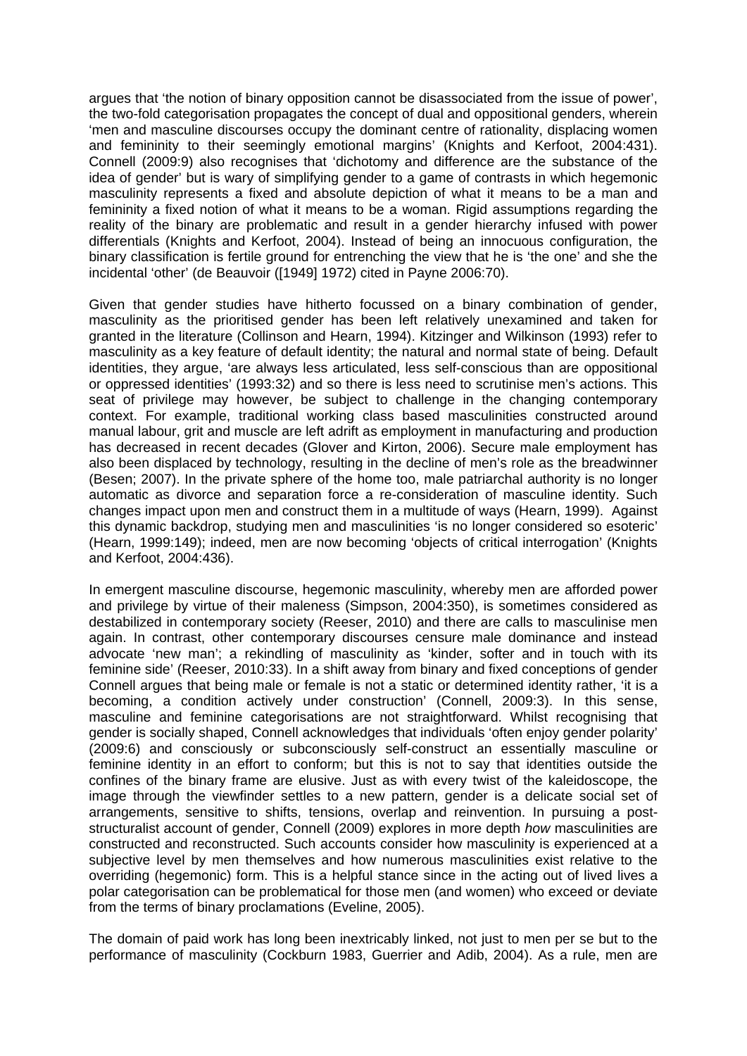argues that 'the notion of binary opposition cannot be disassociated from the issue of power', the two-fold categorisation propagates the concept of dual and oppositional genders, wherein 'men and masculine discourses occupy the dominant centre of rationality, displacing women and femininity to their seemingly emotional margins' (Knights and Kerfoot, 2004:431). Connell (2009:9) also recognises that 'dichotomy and difference are the substance of the idea of gender' but is wary of simplifying gender to a game of contrasts in which hegemonic masculinity represents a fixed and absolute depiction of what it means to be a man and femininity a fixed notion of what it means to be a woman. Rigid assumptions regarding the reality of the binary are problematic and result in a gender hierarchy infused with power differentials (Knights and Kerfoot, 2004). Instead of being an innocuous configuration, the binary classification is fertile ground for entrenching the view that he is 'the one' and she the incidental 'other' (de Beauvoir ([1949] 1972) cited in Payne 2006:70).

Given that gender studies have hitherto focussed on a binary combination of gender, masculinity as the prioritised gender has been left relatively unexamined and taken for granted in the literature (Collinson and Hearn, 1994). Kitzinger and Wilkinson (1993) refer to masculinity as a key feature of default identity; the natural and normal state of being. Default identities, they argue, 'are always less articulated, less self-conscious than are oppositional or oppressed identities' (1993:32) and so there is less need to scrutinise men's actions. This seat of privilege may however, be subject to challenge in the changing contemporary context. For example, traditional working class based masculinities constructed around manual labour, grit and muscle are left adrift as employment in manufacturing and production has decreased in recent decades (Glover and Kirton, 2006). Secure male employment has also been displaced by technology, resulting in the decline of men's role as the breadwinner (Besen; 2007). In the private sphere of the home too, male patriarchal authority is no longer automatic as divorce and separation force a re-consideration of masculine identity. Such changes impact upon men and construct them in a multitude of ways (Hearn, 1999). Against this dynamic backdrop, studying men and masculinities 'is no longer considered so esoteric' (Hearn, 1999:149); indeed, men are now becoming 'objects of critical interrogation' (Knights and Kerfoot, 2004:436).

In emergent masculine discourse, hegemonic masculinity, whereby men are afforded power and privilege by virtue of their maleness (Simpson, 2004:350), is sometimes considered as destabilized in contemporary society (Reeser, 2010) and there are calls to masculinise men again. In contrast, other contemporary discourses censure male dominance and instead advocate 'new man'; a rekindling of masculinity as 'kinder, softer and in touch with its feminine side' (Reeser, 2010:33). In a shift away from binary and fixed conceptions of gender Connell argues that being male or female is not a static or determined identity rather, 'it is a becoming, a condition actively under construction' (Connell, 2009:3). In this sense, masculine and feminine categorisations are not straightforward. Whilst recognising that gender is socially shaped, Connell acknowledges that individuals 'often enjoy gender polarity' (2009:6) and consciously or subconsciously self-construct an essentially masculine or feminine identity in an effort to conform; but this is not to say that identities outside the confines of the binary frame are elusive. Just as with every twist of the kaleidoscope, the image through the viewfinder settles to a new pattern, gender is a delicate social set of arrangements, sensitive to shifts, tensions, overlap and reinvention. In pursuing a post-structuralist account of gender, Connell (2009) explores in more depth *how* masculinities are constructed and reconstructed. Such accounts consider how masculinity is experienced at a subjective level by men themselves and how numerous masculinities exist relative to the overriding (hegemonic) form. This is a helpful stance since in the acting out of lived lives a polar categorisation can be problematical for those men (and women) who exceed or deviate from the terms of binary proclamations (Eveline, 2005).

The domain of paid work has long been inextricably linked, not just to men per se but to the performance of masculinity (Cockburn 1983, Guerrier and Adib, 2004). As a rule, men are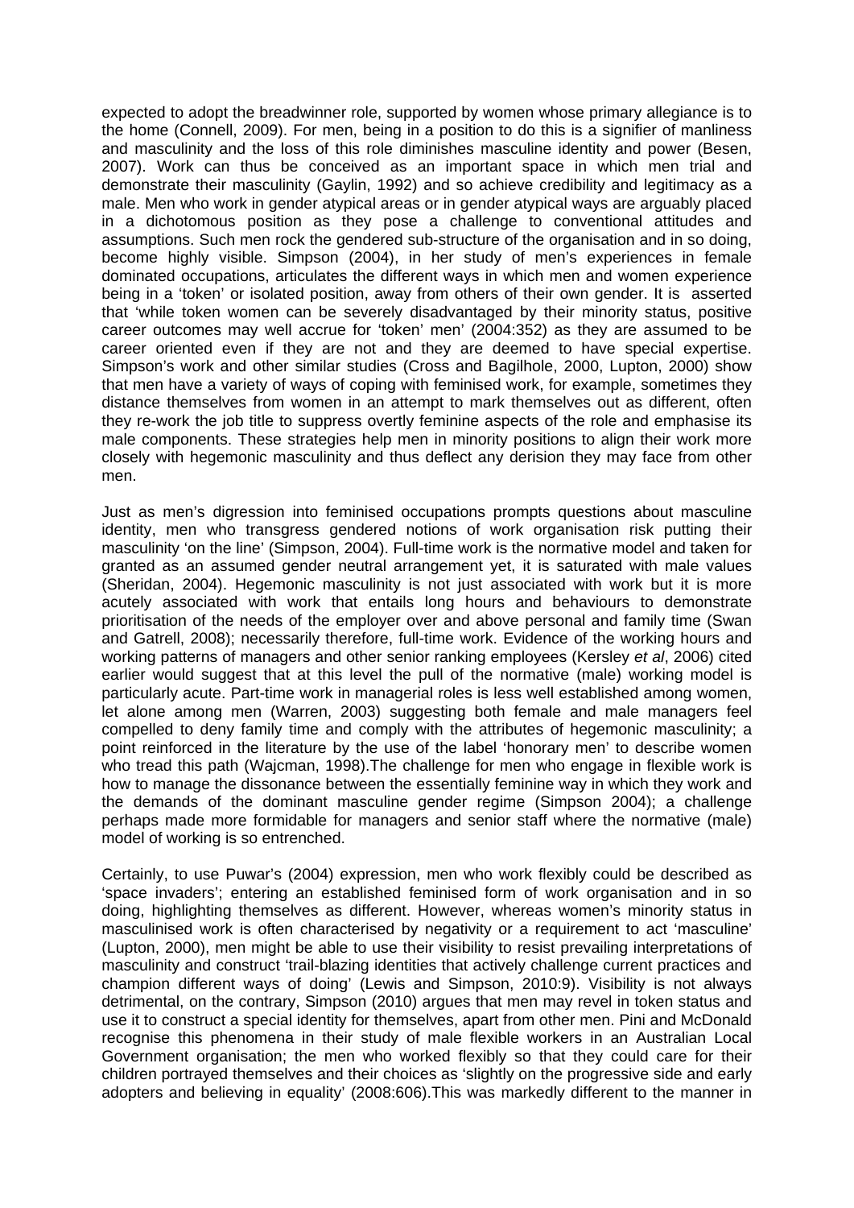expected to adopt the breadwinner role, supported by women whose primary allegiance is to the home (Connell, 2009). For men, being in a position to do this is a signifier of manliness and masculinity and the loss of this role diminishes masculine identity and power (Besen, 2007). Work can thus be conceived as an important space in which men trial and demonstrate their masculinity (Gaylin, 1992) and so achieve credibility and legitimacy as a male. Men who work in gender atypical areas or in gender atypical ways are arguably placed in a dichotomous position as they pose a challenge to conventional attitudes and assumptions. Such men rock the gendered sub-structure of the organisation and in so doing, become highly visible. Simpson (2004), in her study of men's experiences in female dominated occupations, articulates the different ways in which men and women experience being in a 'token' or isolated position, away from others of their own gender. It is asserted that 'while token women can be severely disadvantaged by their minority status, positive career outcomes may well accrue for 'token' men' (2004:352) as they are assumed to be career oriented even if they are not and they are deemed to have special expertise. Simpson's work and other similar studies (Cross and Bagilhole, 2000, Lupton, 2000) show that men have a variety of ways of coping with feminised work, for example, sometimes they distance themselves from women in an attempt to mark themselves out as different, often they re-work the job title to suppress overtly feminine aspects of the role and emphasise its male components. These strategies help men in minority positions to align their work more closely with hegemonic masculinity and thus deflect any derision they may face from other men.

Just as men's digression into feminised occupations prompts questions about masculine identity, men who transgress gendered notions of work organisation risk putting their masculinity 'on the line' (Simpson, 2004). Full-time work is the normative model and taken for granted as an assumed gender neutral arrangement yet, it is saturated with male values (Sheridan, 2004). Hegemonic masculinity is not just associated with work but it is more acutely associated with work that entails long hours and behaviours to demonstrate prioritisation of the needs of the employer over and above personal and family time (Swan and Gatrell, 2008); necessarily therefore, full-time work. Evidence of the working hours and working patterns of managers and other senior ranking employees (Kersley *et al*, 2006) cited earlier would suggest that at this level the pull of the normative (male) working model is particularly acute. Part-time work in managerial roles is less well established among women, let alone among men (Warren, 2003) suggesting both female and male managers feel compelled to deny family time and comply with the attributes of hegemonic masculinity; a point reinforced in the literature by the use of the label 'honorary men' to describe women who tread this path (Wajcman, 1998).The challenge for men who engage in flexible work is how to manage the dissonance between the essentially feminine way in which they work and the demands of the dominant masculine gender regime (Simpson 2004); a challenge perhaps made more formidable for managers and senior staff where the normative (male) model of working is so entrenched.

Certainly, to use Puwar's (2004) expression, men who work flexibly could be described as 'space invaders'; entering an established feminised form of work organisation and in so doing, highlighting themselves as different. However, whereas women's minority status in masculinised work is often characterised by negativity or a requirement to act 'masculine' (Lupton, 2000), men might be able to use their visibility to resist prevailing interpretations of masculinity and construct 'trail-blazing identities that actively challenge current practices and champion different ways of doing' (Lewis and Simpson, 2010:9). Visibility is not always detrimental, on the contrary, Simpson (2010) argues that men may revel in token status and use it to construct a special identity for themselves, apart from other men. Pini and McDonald recognise this phenomena in their study of male flexible workers in an Australian Local Government organisation; the men who worked flexibly so that they could care for their children portrayed themselves and their choices as 'slightly on the progressive side and early adopters and believing in equality' (2008:606).This was markedly different to the manner in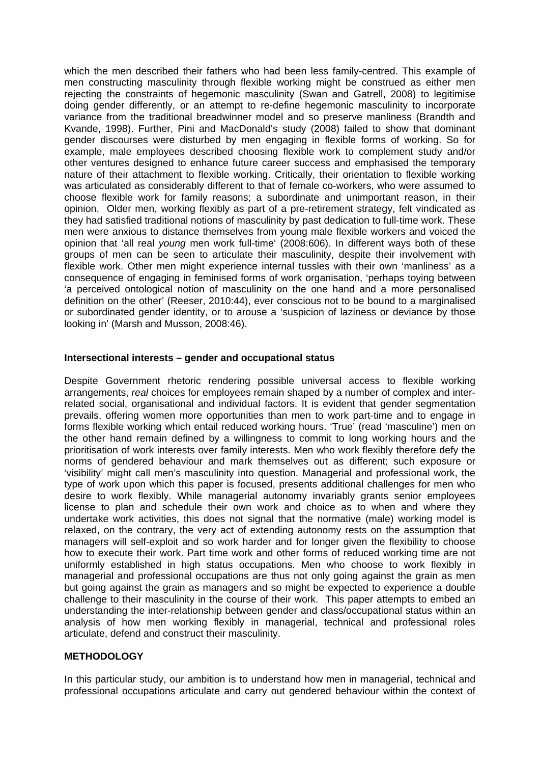which the men described their fathers who had been less family-centred. This example of men constructing masculinity through flexible working might be construed as either men rejecting the constraints of hegemonic masculinity (Swan and Gatrell, 2008) to legitimise doing gender differently, or an attempt to re-define hegemonic masculinity to incorporate variance from the traditional breadwinner model and so preserve manliness (Brandth and Kvande, 1998). Further, Pini and MacDonald's study (2008) failed to show that dominant gender discourses were disturbed by men engaging in flexible forms of working. So for example, male employees described choosing flexible work to complement study and/or other ventures designed to enhance future career success and emphasised the temporary nature of their attachment to flexible working. Critically, their orientation to flexible working was articulated as considerably different to that of female co-workers, who were assumed to choose flexible work for family reasons; a subordinate and unimportant reason, in their opinion. Older men, working flexibly as part of a pre-retirement strategy, felt vindicated as they had satisfied traditional notions of masculinity by past dedication to full-time work. These men were anxious to distance themselves from young male flexible workers and voiced the opinion that 'all real *young* men work full-time' (2008:606). In different ways both of these groups of men can be seen to articulate their masculinity, despite their involvement with flexible work. Other men might experience internal tussles with their own 'manliness' as a consequence of engaging in feminised forms of work organisation, 'perhaps toying between 'a perceived ontological notion of masculinity on the one hand and a more personalised definition on the other' (Reeser, 2010:44), ever conscious not to be bound to a marginalised or subordinated gender identity, or to arouse a 'suspicion of laziness or deviance by those looking in' (Marsh and Musson, 2008:46).

**Intersectional interests – gender and occupational status**

Despite Government rhetoric rendering possible universal access to flexible working arrangements, *real* choices for employees remain shaped by a number of complex and inter-related social, organisational and individual factors. It is evident that gender segmentation prevails, offering women more opportunities than men to work part-time and to engage in forms flexible working which entail reduced working hours. 'True' (read 'masculine') men on the other hand remain defined by a willingness to commit to long working hours and the prioritisation of work interests over family interests. Men who work flexibly therefore defy the norms of gendered behaviour and mark themselves out as different; such exposure or 'visibility' might call men's masculinity into question. Managerial and professional work, the type of work upon which this paper is focused, presents additional challenges for men who desire to work flexibly. While managerial autonomy invariably grants senior employees license to plan and schedule their own work and choice as to when and where they undertake work activities, this does not signal that the normative (male) working model is relaxed, on the contrary, the very act of extending autonomy rests on the assumption that managers will self-exploit and so work harder and for longer given the flexibility to choose how to execute their work. Part time work and other forms of reduced working time are not uniformly established in high status occupations. Men who choose to work flexibly in managerial and professional occupations are thus not only going against the grain as men but going against the grain as managers and so might be expected to experience a double challenge to their masculinity in the course of their work. This paper attempts to embed an understanding the inter-relationship between gender and class/occupational status within an analysis of how men working flexibly in managerial, technical and professional roles articulate, defend and construct their masculinity.

## METHODOLOGY

In this particular study, our ambition is to understand how men in managerial, technical and professional occupations articulate and carry out gendered behaviour within the context of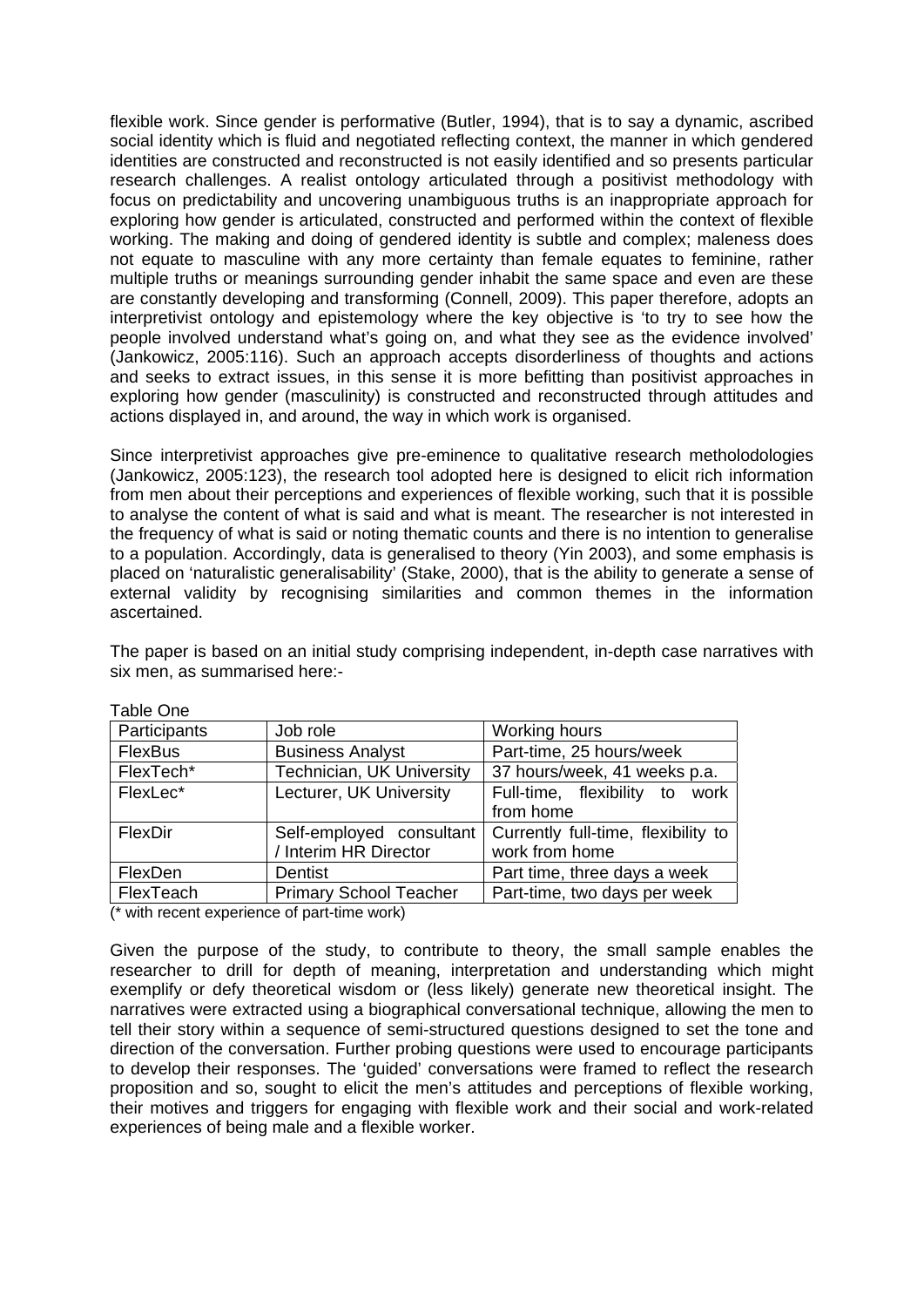flexible work. Since gender is performative (Butler, 1994), that is to say a dynamic, ascribed social identity which is fluid and negotiated reflecting context, the manner in which gendered identities are constructed and reconstructed is not easily identified and so presents particular research challenges. A realist ontology articulated through a positivist methodology with focus on predictability and uncovering unambiguous truths is an inappropriate approach for exploring how gender is articulated, constructed and performed within the context of flexible working. The making and doing of gendered identity is subtle and complex; maleness does not equate to masculine with any more certainty than female equates to feminine, rather multiple truths or meanings surrounding gender inhabit the same space and even are these are constantly developing and transforming (Connell, 2009). This paper therefore, adopts an interpretivist ontology and epistemology where the key objective is 'to try to see how the people involved understand what's going on, and what they see as the evidence involved' (Jankowicz, 2005:116). Such an approach accepts disorderliness of thoughts and actions and seeks to extract issues, in this sense it is more befitting than positivist approaches in exploring how gender (masculinity) is constructed and reconstructed through attitudes and actions displayed in, and around, the way in which work is organised.

Since interpretivist approaches give pre-eminence to qualitative research metholodologies (Jankowicz, 2005:123), the research tool adopted here is designed to elicit rich information from men about their perceptions and experiences of flexible working, such that it is possible to analyse the content of what is said and what is meant. The researcher is not interested in the frequency of what is said or noting thematic counts and there is no intention to generalise to a population. Accordingly, data is generalised to theory (Yin 2003), and some emphasis is placed on 'naturalistic generalisability' (Stake, 2000), that is the ability to generate a sense of external validity by recognising similarities and common themes in the information ascertained.

The paper is based on an initial study comprising independent, in-depth case narratives with six men, as summarised here:-

Table One

| Participants | Job role | Working hours |
|---|---|---|
| FlexBus | Business Analyst | Part-time, 25 hours/week |
| FlexTech* | Technician, UK University | 37 hours/week, 41 weeks p.a. |
| FlexLec* | Lecturer, UK University | Full-time, flexibility to work from home |
| FlexDir | Self-employed consultant / Interim HR Director | Currently full-time, flexibility to work from home |
| FlexDen | Dentist | Part time, three days a week |
| FlexTeach | Primary School Teacher | Part-time, two days per week |

(* with recent experience of part-time work)

Given the purpose of the study, to contribute to theory, the small sample enables the researcher to drill for depth of meaning, interpretation and understanding which might exemplify or defy theoretical wisdom or (less likely) generate new theoretical insight. The narratives were extracted using a biographical conversational technique, allowing the men to tell their story within a sequence of semi-structured questions designed to set the tone and direction of the conversation. Further probing questions were used to encourage participants to develop their responses. The 'guided' conversations were framed to reflect the research proposition and so, sought to elicit the men's attitudes and perceptions of flexible working, their motives and triggers for engaging with flexible work and their social and work-related experiences of being male and a flexible worker.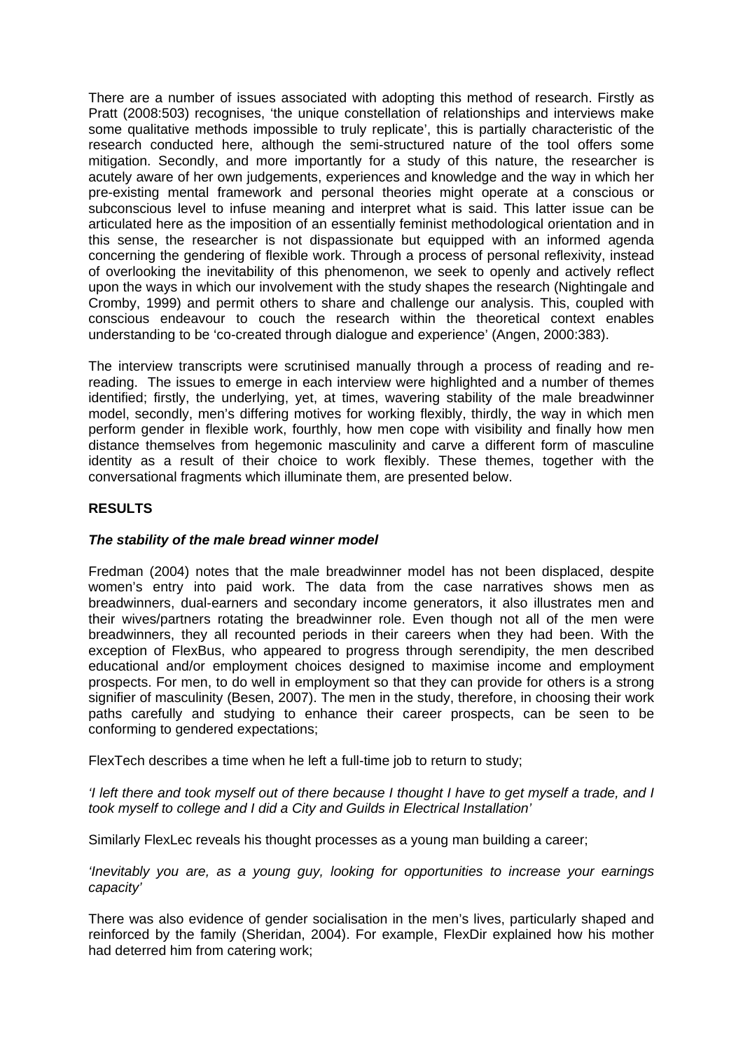There are a number of issues associated with adopting this method of research. Firstly as Pratt (2008:503) recognises, 'the unique constellation of relationships and interviews make some qualitative methods impossible to truly replicate', this is partially characteristic of the research conducted here, although the semi-structured nature of the tool offers some mitigation. Secondly, and more importantly for a study of this nature, the researcher is acutely aware of her own judgements, experiences and knowledge and the way in which her pre-existing mental framework and personal theories might operate at a conscious or subconscious level to infuse meaning and interpret what is said. This latter issue can be articulated here as the imposition of an essentially feminist methodological orientation and in this sense, the researcher is not dispassionate but equipped with an informed agenda concerning the gendering of flexible work. Through a process of personal reflexivity, instead of overlooking the inevitability of this phenomenon, we seek to openly and actively reflect upon the ways in which our involvement with the study shapes the research (Nightingale and Cromby, 1999) and permit others to share and challenge our analysis. This, coupled with conscious endeavour to couch the research within the theoretical context enables understanding to be 'co-created through dialogue and experience' (Angen, 2000:383).

The interview transcripts were scrutinised manually through a process of reading and re-reading. The issues to emerge in each interview were highlighted and a number of themes identified; firstly, the underlying, yet, at times, wavering stability of the male breadwinner model, secondly, men's differing motives for working flexibly, thirdly, the way in which men perform gender in flexible work, fourthly, how men cope with visibility and finally how men distance themselves from hegemonic masculinity and carve a different form of masculine identity as a result of their choice to work flexibly. These themes, together with the conversational fragments which illuminate them, are presented below.

## RESULTS

### *The stability of the male bread winner model*

Fredman (2004) notes that the male breadwinner model has not been displaced, despite women's entry into paid work. The data from the case narratives shows men as breadwinners, dual-earners and secondary income generators, it also illustrates men and their wives/partners rotating the breadwinner role. Even though not all of the men were breadwinners, they all recounted periods in their careers when they had been. With the exception of FlexBus, who appeared to progress through serendipity, the men described educational and/or employment choices designed to maximise income and employment prospects. For men, to do well in employment so that they can provide for others is a strong signifier of masculinity (Besen, 2007). The men in the study, therefore, in choosing their work paths carefully and studying to enhance their career prospects, can be seen to be conforming to gendered expectations;

FlexTech describes a time when he left a full-time job to return to study;

*'I left there and took myself out of there because I thought I have to get myself a trade, and I took myself to college and I did a City and Guilds in Electrical Installation'*

Similarly FlexLec reveals his thought processes as a young man building a career;

*'Inevitably you are, as a young guy, looking for opportunities to increase your earnings capacity'*

There was also evidence of gender socialisation in the men's lives, particularly shaped and reinforced by the family (Sheridan, 2004). For example, FlexDir explained how his mother had deterred him from catering work;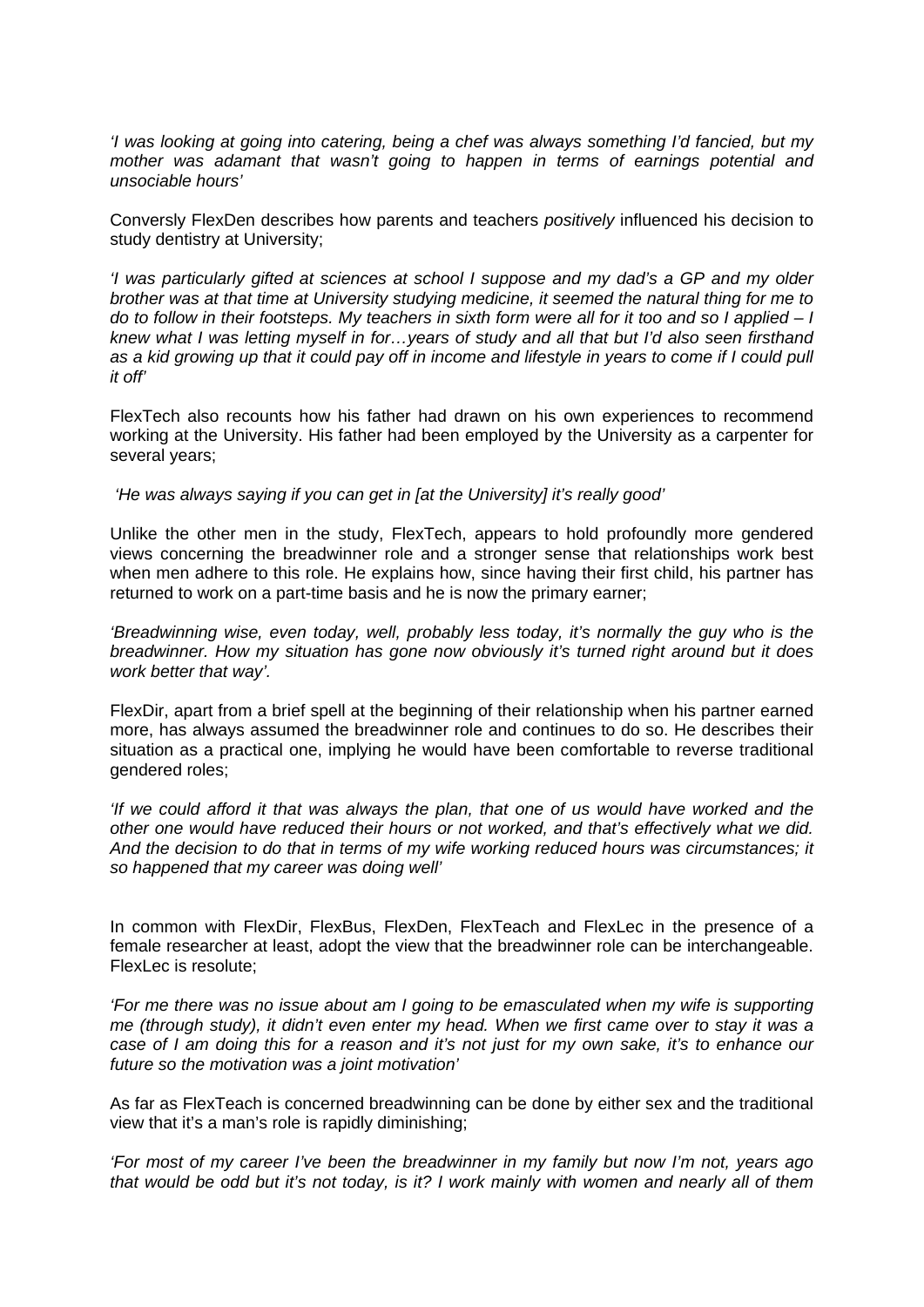*'I was looking at going into catering, being a chef was always something I'd fancied, but my mother was adamant that wasn't going to happen in terms of earnings potential and unsociable hours'*

Conversly FlexDen describes how parents and teachers *positively* influenced his decision to study dentistry at University;

*'I was particularly gifted at sciences at school I suppose and my dad's a GP and my older brother was at that time at University studying medicine, it seemed the natural thing for me to do to follow in their footsteps. My teachers in sixth form were all for it too and so I applied – I knew what I was letting myself in for…years of study and all that but I'd also seen firsthand as a kid growing up that it could pay off in income and lifestyle in years to come if I could pull it off'*

FlexTech also recounts how his father had drawn on his own experiences to recommend working at the University. His father had been employed by the University as a carpenter for several years;

*'He was always saying if you can get in [at the University] it's really good'*

Unlike the other men in the study, FlexTech, appears to hold profoundly more gendered views concerning the breadwinner role and a stronger sense that relationships work best when men adhere to this role. He explains how, since having their first child, his partner has returned to work on a part-time basis and he is now the primary earner;

*'Breadwinning wise, even today, well, probably less today, it's normally the guy who is the breadwinner. How my situation has gone now obviously it's turned right around but it does work better that way'.*

FlexDir, apart from a brief spell at the beginning of their relationship when his partner earned more, has always assumed the breadwinner role and continues to do so. He describes their situation as a practical one, implying he would have been comfortable to reverse traditional gendered roles;

*'If we could afford it that was always the plan, that one of us would have worked and the other one would have reduced their hours or not worked, and that's effectively what we did. And the decision to do that in terms of my wife working reduced hours was circumstances; it so happened that my career was doing well'*

In common with FlexDir, FlexBus, FlexDen, FlexTeach and FlexLec in the presence of a female researcher at least, adopt the view that the breadwinner role can be interchangeable. FlexLec is resolute;

*'For me there was no issue about am I going to be emasculated when my wife is supporting me (through study), it didn't even enter my head. When we first came over to stay it was a case of I am doing this for a reason and it's not just for my own sake, it's to enhance our future so the motivation was a joint motivation'*

As far as FlexTeach is concerned breadwinning can be done by either sex and the traditional view that it's a man's role is rapidly diminishing;

*'For most of my career I've been the breadwinner in my family but now I'm not, years ago that would be odd but it's not today, is it? I work mainly with women and nearly all of them*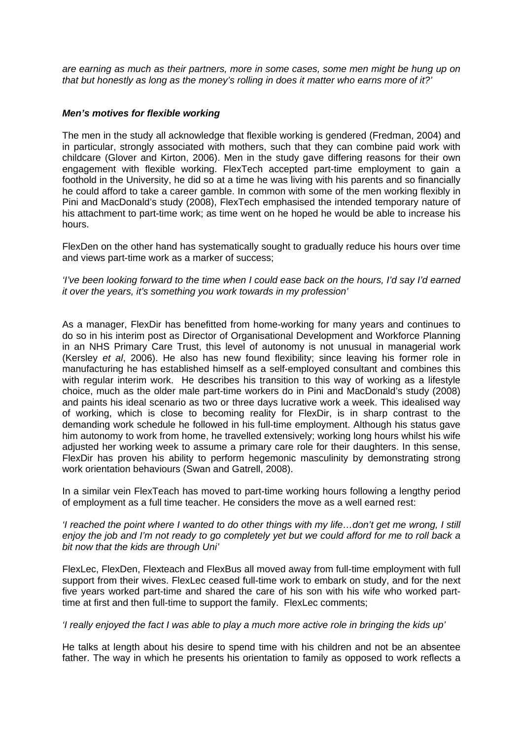*are earning as much as their partners, more in some cases, some men might be hung up on that but honestly as long as the money's rolling in does it matter who earns more of it?'*

### *Men's motives for flexible working*

The men in the study all acknowledge that flexible working is gendered (Fredman, 2004) and in particular, strongly associated with mothers, such that they can combine paid work with childcare (Glover and Kirton, 2006). Men in the study gave differing reasons for their own engagement with flexible working. FlexTech accepted part-time employment to gain a foothold in the University, he did so at a time he was living with his parents and so financially he could afford to take a career gamble. In common with some of the men working flexibly in Pini and MacDonald's study (2008), FlexTech emphasised the intended temporary nature of his attachment to part-time work; as time went on he hoped he would be able to increase his hours.

FlexDen on the other hand has systematically sought to gradually reduce his hours over time and views part-time work as a marker of success;

*'I've been looking forward to the time when I could ease back on the hours, I'd say I'd earned it over the years, it's something you work towards in my profession'*

As a manager, FlexDir has benefitted from home-working for many years and continues to do so in his interim post as Director of Organisational Development and Workforce Planning in an NHS Primary Care Trust, this level of autonomy is not unusual in managerial work (Kersley *et al*, 2006). He also has new found flexibility; since leaving his former role in manufacturing he has established himself as a self-employed consultant and combines this with regular interim work. He describes his transition to this way of working as a lifestyle choice, much as the older male part-time workers do in Pini and MacDonald's study (2008) and paints his ideal scenario as two or three days lucrative work a week. This idealised way of working, which is close to becoming reality for FlexDir, is in sharp contrast to the demanding work schedule he followed in his full-time employment. Although his status gave him autonomy to work from home, he travelled extensively; working long hours whilst his wife adjusted her working week to assume a primary care role for their daughters. In this sense, FlexDir has proven his ability to perform hegemonic masculinity by demonstrating strong work orientation behaviours (Swan and Gatrell, 2008).

In a similar vein FlexTeach has moved to part-time working hours following a lengthy period of employment as a full time teacher. He considers the move as a well earned rest:

*'I reached the point where I wanted to do other things with my life…don't get me wrong, I still enjoy the job and I'm not ready to go completely yet but we could afford for me to roll back a bit now that the kids are through Uni'*

FlexLec, FlexDen, Flexteach and FlexBus all moved away from full-time employment with full support from their wives. FlexLec ceased full-time work to embark on study, and for the next five years worked part-time and shared the care of his son with his wife who worked part-time at first and then full-time to support the family. FlexLec comments;

*'I really enjoyed the fact I was able to play a much more active role in bringing the kids up'*

He talks at length about his desire to spend time with his children and not be an absentee father. The way in which he presents his orientation to family as opposed to work reflects a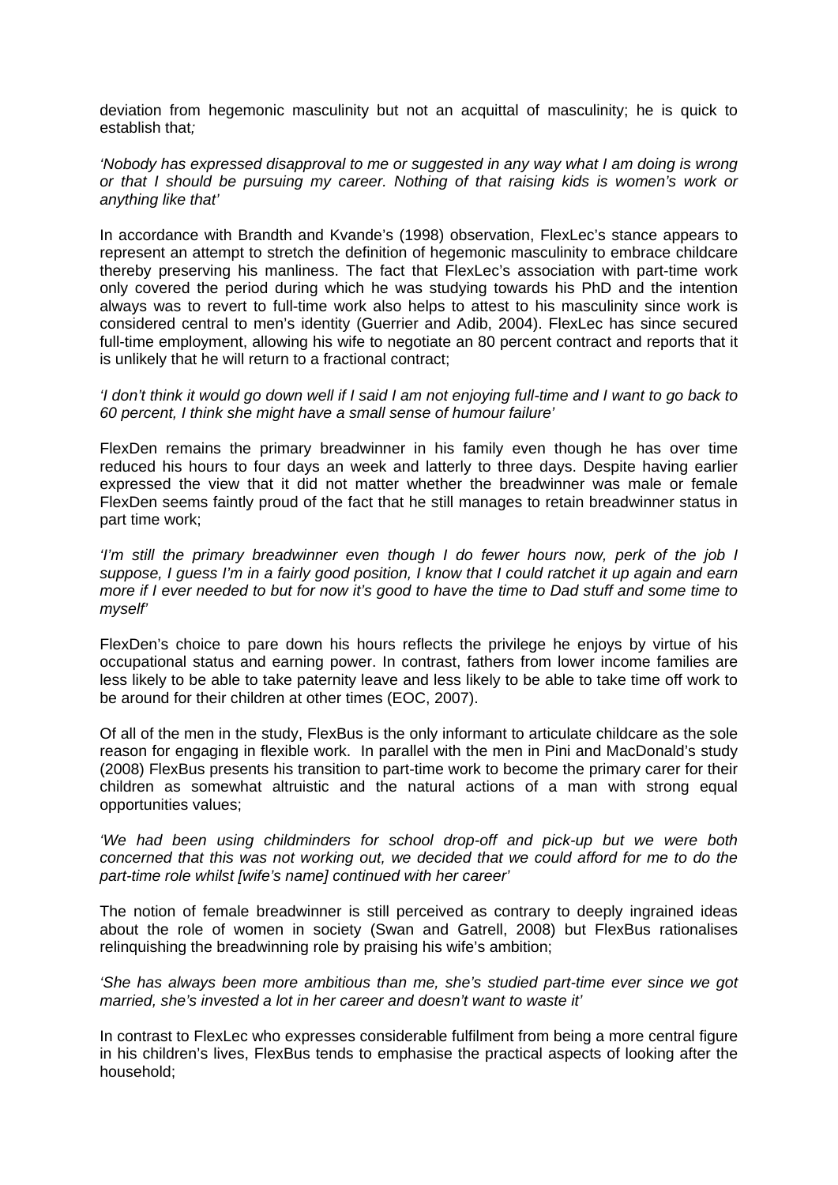deviation from hegemonic masculinity but not an acquittal of masculinity; he is quick to establish that*;*

*'Nobody has expressed disapproval to me or suggested in any way what I am doing is wrong or that I should be pursuing my career. Nothing of that raising kids is women's work or anything like that'*

In accordance with Brandth and Kvande's (1998) observation, FlexLec's stance appears to represent an attempt to stretch the definition of hegemonic masculinity to embrace childcare thereby preserving his manliness. The fact that FlexLec's association with part-time work only covered the period during which he was studying towards his PhD and the intention always was to revert to full-time work also helps to attest to his masculinity since work is considered central to men's identity (Guerrier and Adib, 2004). FlexLec has since secured full-time employment, allowing his wife to negotiate an 80 percent contract and reports that it is unlikely that he will return to a fractional contract;

*'I don't think it would go down well if I said I am not enjoying full-time and I want to go back to 60 percent, I think she might have a small sense of humour failure'*

FlexDen remains the primary breadwinner in his family even though he has over time reduced his hours to four days an week and latterly to three days. Despite having earlier expressed the view that it did not matter whether the breadwinner was male or female FlexDen seems faintly proud of the fact that he still manages to retain breadwinner status in part time work;

*'I'm still the primary breadwinner even though I do fewer hours now, perk of the job I suppose, I guess I'm in a fairly good position, I know that I could ratchet it up again and earn more if I ever needed to but for now it's good to have the time to Dad stuff and some time to myself'*

FlexDen's choice to pare down his hours reflects the privilege he enjoys by virtue of his occupational status and earning power. In contrast, fathers from lower income families are less likely to be able to take paternity leave and less likely to be able to take time off work to be around for their children at other times (EOC, 2007).

Of all of the men in the study, FlexBus is the only informant to articulate childcare as the sole reason for engaging in flexible work. In parallel with the men in Pini and MacDonald's study (2008) FlexBus presents his transition to part-time work to become the primary carer for their children as somewhat altruistic and the natural actions of a man with strong equal opportunities values;

*'We had been using childminders for school drop-off and pick-up but we were both concerned that this was not working out, we decided that we could afford for me to do the part-time role whilst [wife's name] continued with her career'*

The notion of female breadwinner is still perceived as contrary to deeply ingrained ideas about the role of women in society (Swan and Gatrell, 2008) but FlexBus rationalises relinquishing the breadwinning role by praising his wife's ambition;

*'She has always been more ambitious than me, she's studied part-time ever since we got married, she's invested a lot in her career and doesn't want to waste it'*

In contrast to FlexLec who expresses considerable fulfilment from being a more central figure in his children's lives, FlexBus tends to emphasise the practical aspects of looking after the household;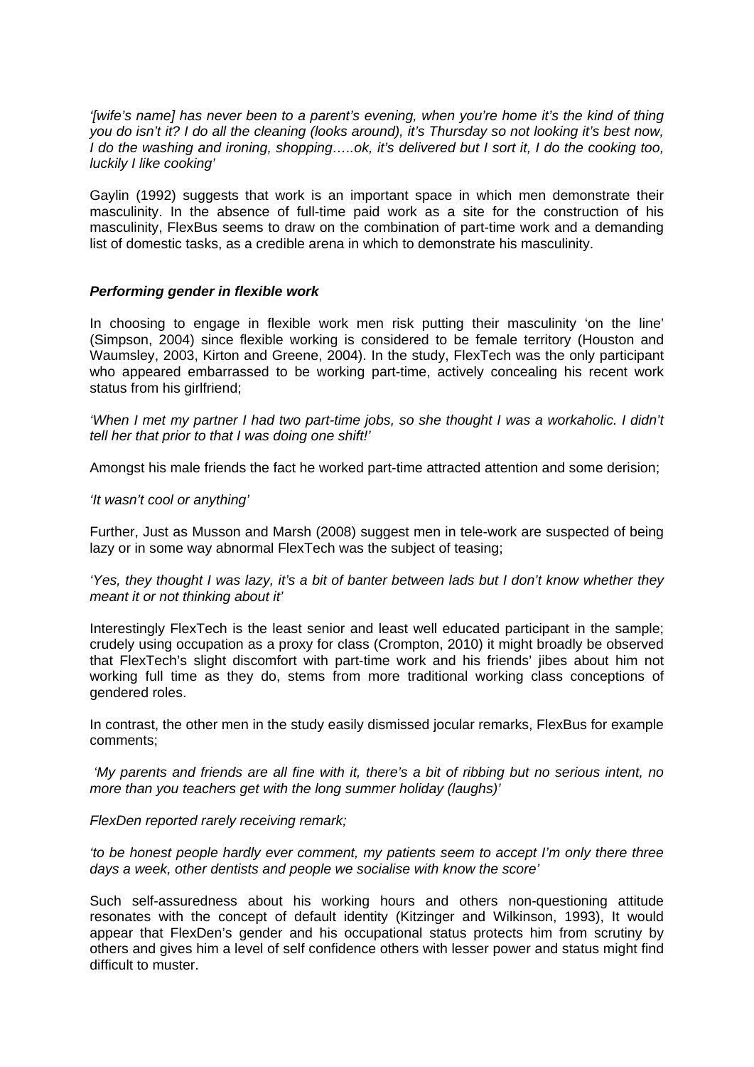*'[wife's name] has never been to a parent's evening, when you're home it's the kind of thing you do isn't it? I do all the cleaning (looks around), it's Thursday so not looking it's best now, I do the washing and ironing, shopping…..ok, it's delivered but I sort it, I do the cooking too, luckily I like cooking'*

Gaylin (1992) suggests that work is an important space in which men demonstrate their masculinity. In the absence of full-time paid work as a site for the construction of his masculinity, FlexBus seems to draw on the combination of part-time work and a demanding list of domestic tasks, as a credible arena in which to demonstrate his masculinity.

***Performing gender in flexible work***

In choosing to engage in flexible work men risk putting their masculinity 'on the line' (Simpson, 2004) since flexible working is considered to be female territory (Houston and Waumsley, 2003, Kirton and Greene, 2004). In the study, FlexTech was the only participant who appeared embarrassed to be working part-time, actively concealing his recent work status from his girlfriend;

*'When I met my partner I had two part-time jobs, so she thought I was a workaholic. I didn't tell her that prior to that I was doing one shift!'*

Amongst his male friends the fact he worked part-time attracted attention and some derision;

*'It wasn't cool or anything'*

Further, Just as Musson and Marsh (2008) suggest men in tele-work are suspected of being lazy or in some way abnormal FlexTech was the subject of teasing;

*'Yes, they thought I was lazy, it's a bit of banter between lads but I don't know whether they meant it or not thinking about it'*

Interestingly FlexTech is the least senior and least well educated participant in the sample; crudely using occupation as a proxy for class (Crompton, 2010) it might broadly be observed that FlexTech's slight discomfort with part-time work and his friends' jibes about him not working full time as they do, stems from more traditional working class conceptions of gendered roles.

In contrast, the other men in the study easily dismissed jocular remarks, FlexBus for example comments;

*'My parents and friends are all fine with it, there's a bit of ribbing but no serious intent, no more than you teachers get with the long summer holiday (laughs)'*

*FlexDen reported rarely receiving remark;*

*'to be honest people hardly ever comment, my patients seem to accept I'm only there three days a week, other dentists and people we socialise with know the score'*

Such self-assuredness about his working hours and others non-questioning attitude resonates with the concept of default identity (Kitzinger and Wilkinson, 1993), It would appear that FlexDen's gender and his occupational status protects him from scrutiny by others and gives him a level of self confidence others with lesser power and status might find difficult to muster.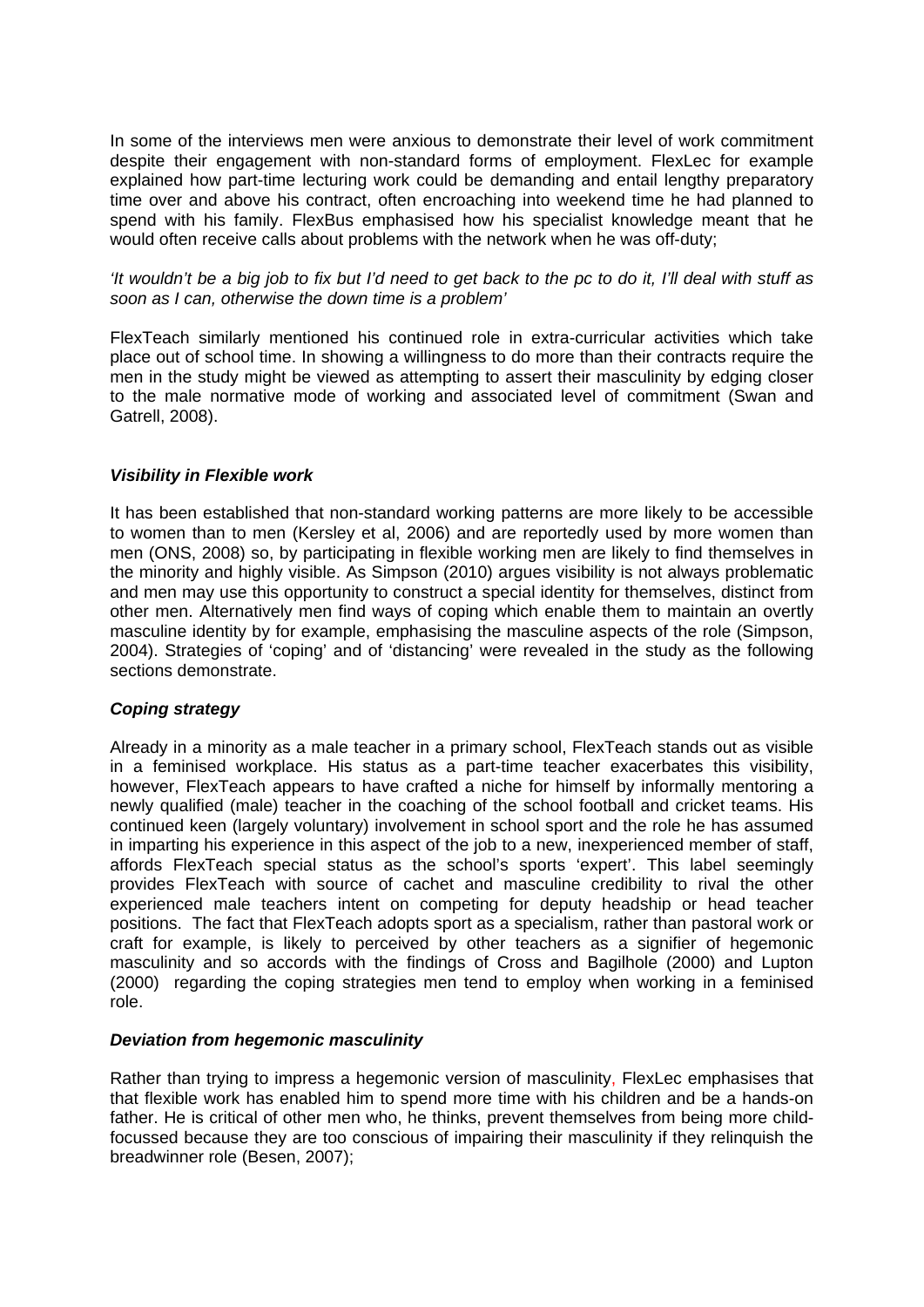In some of the interviews men were anxious to demonstrate their level of work commitment despite their engagement with non-standard forms of employment. FlexLec for example explained how part-time lecturing work could be demanding and entail lengthy preparatory time over and above his contract, often encroaching into weekend time he had planned to spend with his family. FlexBus emphasised how his specialist knowledge meant that he would often receive calls about problems with the network when he was off-duty;

*'It wouldn't be a big job to fix but I'd need to get back to the pc to do it, I'll deal with stuff as soon as I can, otherwise the down time is a problem'*

FlexTeach similarly mentioned his continued role in extra-curricular activities which take place out of school time. In showing a willingness to do more than their contracts require the men in the study might be viewed as attempting to assert their masculinity by edging closer to the male normative mode of working and associated level of commitment (Swan and Gatrell, 2008).

### *Visibility in Flexible work*

It has been established that non-standard working patterns are more likely to be accessible to women than to men (Kersley et al, 2006) and are reportedly used by more women than men (ONS, 2008) so, by participating in flexible working men are likely to find themselves in the minority and highly visible. As Simpson (2010) argues visibility is not always problematic and men may use this opportunity to construct a special identity for themselves, distinct from other men. Alternatively men find ways of coping which enable them to maintain an overtly masculine identity by for example, emphasising the masculine aspects of the role (Simpson, 2004). Strategies of 'coping' and of 'distancing' were revealed in the study as the following sections demonstrate.

### *Coping strategy*

Already in a minority as a male teacher in a primary school, FlexTeach stands out as visible in a feminised workplace. His status as a part-time teacher exacerbates this visibility, however, FlexTeach appears to have crafted a niche for himself by informally mentoring a newly qualified (male) teacher in the coaching of the school football and cricket teams. His continued keen (largely voluntary) involvement in school sport and the role he has assumed in imparting his experience in this aspect of the job to a new, inexperienced member of staff, affords FlexTeach special status as the school's sports 'expert'. This label seemingly provides FlexTeach with source of cachet and masculine credibility to rival the other experienced male teachers intent on competing for deputy headship or head teacher positions. The fact that FlexTeach adopts sport as a specialism, rather than pastoral work or craft for example, is likely to perceived by other teachers as a signifier of hegemonic masculinity and so accords with the findings of Cross and Bagilhole (2000) and Lupton (2000) regarding the coping strategies men tend to employ when working in a feminised role.

### *Deviation from hegemonic masculinity*

Rather than trying to impress a hegemonic version of masculinity, FlexLec emphasises that that flexible work has enabled him to spend more time with his children and be a hands-on father. He is critical of other men who, he thinks, prevent themselves from being more child-focussed because they are too conscious of impairing their masculinity if they relinquish the breadwinner role (Besen, 2007);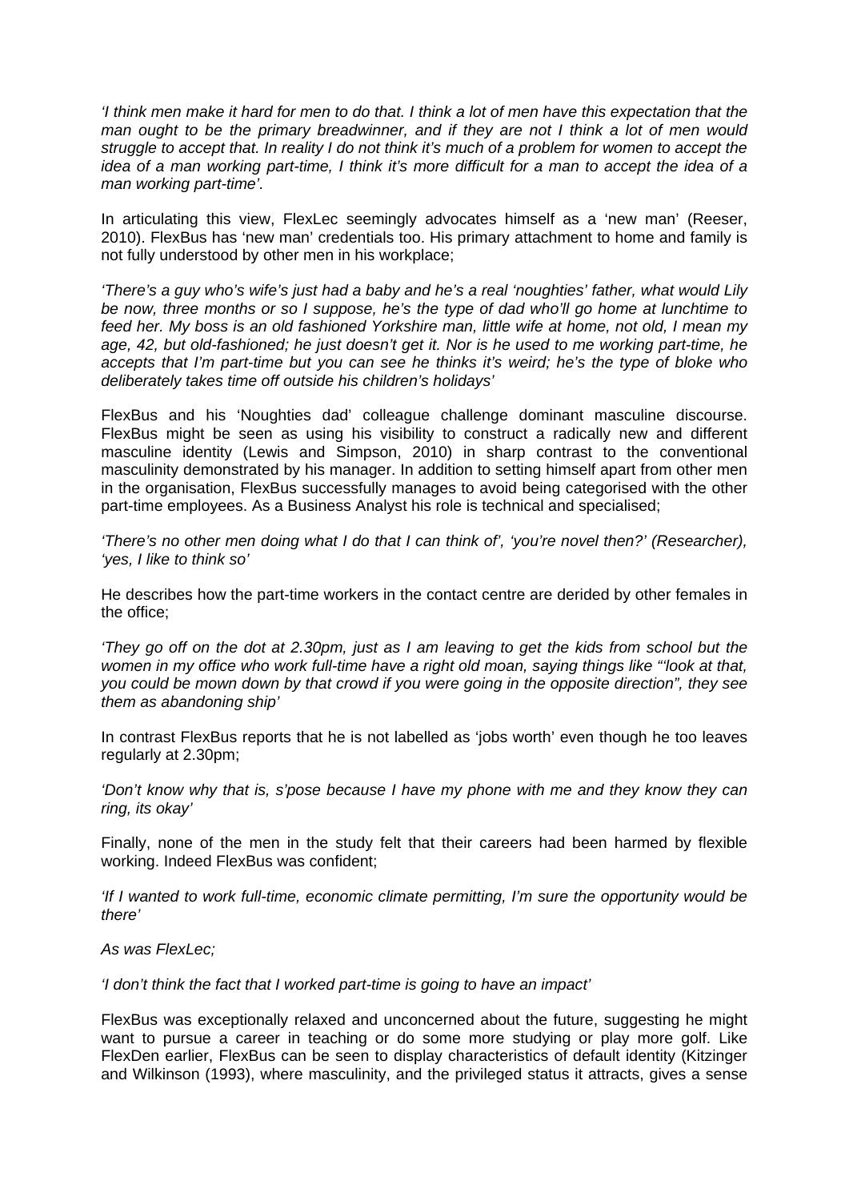*'I think men make it hard for men to do that. I think a lot of men have this expectation that the man ought to be the primary breadwinner, and if they are not I think a lot of men would struggle to accept that. In reality I do not think it's much of a problem for women to accept the idea of a man working part-time, I think it's more difficult for a man to accept the idea of a man working part-time'.*

In articulating this view, FlexLec seemingly advocates himself as a 'new man' (Reeser, 2010). FlexBus has 'new man' credentials too. His primary attachment to home and family is not fully understood by other men in his workplace;

*'There's a guy who's wife's just had a baby and he's a real 'noughties' father, what would Lily be now, three months or so I suppose, he's the type of dad who'll go home at lunchtime to feed her. My boss is an old fashioned Yorkshire man, little wife at home, not old, I mean my age, 42, but old-fashioned; he just doesn't get it. Nor is he used to me working part-time, he accepts that I'm part-time but you can see he thinks it's weird; he's the type of bloke who deliberately takes time off outside his children's holidays'*

FlexBus and his 'Noughties dad' colleague challenge dominant masculine discourse. FlexBus might be seen as using his visibility to construct a radically new and different masculine identity (Lewis and Simpson, 2010) in sharp contrast to the conventional masculinity demonstrated by his manager. In addition to setting himself apart from other men in the organisation, FlexBus successfully manages to avoid being categorised with the other part-time employees. As a Business Analyst his role is technical and specialised;

*'There's no other men doing what I do that I can think of', 'you're novel then?' (Researcher), 'yes, I like to think so'*

He describes how the part-time workers in the contact centre are derided by other females in the office;

*'They go off on the dot at 2.30pm, just as I am leaving to get the kids from school but the women in my office who work full-time have a right old moan, saying things like "'look at that, you could be mown down by that crowd if you were going in the opposite direction", they see them as abandoning ship'*

In contrast FlexBus reports that he is not labelled as 'jobs worth' even though he too leaves regularly at 2.30pm;

*'Don't know why that is, s'pose because I have my phone with me and they know they can ring, its okay'*

Finally, none of the men in the study felt that their careers had been harmed by flexible working. Indeed FlexBus was confident;

*'If I wanted to work full-time, economic climate permitting, I'm sure the opportunity would be there'*

*As was FlexLec;*

*'I don't think the fact that I worked part-time is going to have an impact'*

FlexBus was exceptionally relaxed and unconcerned about the future, suggesting he might want to pursue a career in teaching or do some more studying or play more golf. Like FlexDen earlier, FlexBus can be seen to display characteristics of default identity (Kitzinger and Wilkinson (1993), where masculinity, and the privileged status it attracts, gives a sense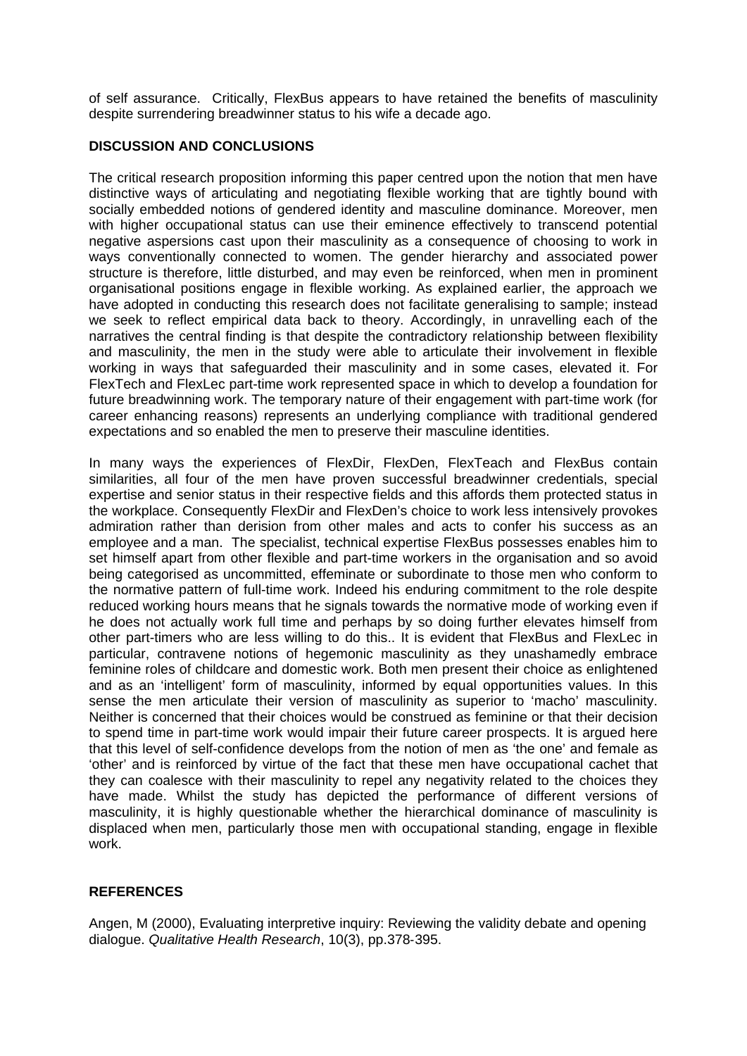of self assurance. Critically, FlexBus appears to have retained the benefits of masculinity despite surrendering breadwinner status to his wife a decade ago.

## DISCUSSION AND CONCLUSIONS

The critical research proposition informing this paper centred upon the notion that men have distinctive ways of articulating and negotiating flexible working that are tightly bound with socially embedded notions of gendered identity and masculine dominance. Moreover, men with higher occupational status can use their eminence effectively to transcend potential negative aspersions cast upon their masculinity as a consequence of choosing to work in ways conventionally connected to women. The gender hierarchy and associated power structure is therefore, little disturbed, and may even be reinforced, when men in prominent organisational positions engage in flexible working. As explained earlier, the approach we have adopted in conducting this research does not facilitate generalising to sample; instead we seek to reflect empirical data back to theory. Accordingly, in unravelling each of the narratives the central finding is that despite the contradictory relationship between flexibility and masculinity, the men in the study were able to articulate their involvement in flexible working in ways that safeguarded their masculinity and in some cases, elevated it. For FlexTech and FlexLec part-time work represented space in which to develop a foundation for future breadwinning work. The temporary nature of their engagement with part-time work (for career enhancing reasons) represents an underlying compliance with traditional gendered expectations and so enabled the men to preserve their masculine identities.

In many ways the experiences of FlexDir, FlexDen, FlexTeach and FlexBus contain similarities, all four of the men have proven successful breadwinner credentials, special expertise and senior status in their respective fields and this affords them protected status in the workplace. Consequently FlexDir and FlexDen's choice to work less intensively provokes admiration rather than derision from other males and acts to confer his success as an employee and a man. The specialist, technical expertise FlexBus possesses enables him to set himself apart from other flexible and part-time workers in the organisation and so avoid being categorised as uncommitted, effeminate or subordinate to those men who conform to the normative pattern of full-time work. Indeed his enduring commitment to the role despite reduced working hours means that he signals towards the normative mode of working even if he does not actually work full time and perhaps by so doing further elevates himself from other part-timers who are less willing to do this.. It is evident that FlexBus and FlexLec in particular, contravene notions of hegemonic masculinity as they unashamedly embrace feminine roles of childcare and domestic work. Both men present their choice as enlightened and as an 'intelligent' form of masculinity, informed by equal opportunities values. In this sense the men articulate their version of masculinity as superior to 'macho' masculinity. Neither is concerned that their choices would be construed as feminine or that their decision to spend time in part-time work would impair their future career prospects. It is argued here that this level of self-confidence develops from the notion of men as 'the one' and female as 'other' and is reinforced by virtue of the fact that these men have occupational cachet that they can coalesce with their masculinity to repel any negativity related to the choices they have made. Whilst the study has depicted the performance of different versions of masculinity, it is highly questionable whether the hierarchical dominance of masculinity is displaced when men, particularly those men with occupational standing, engage in flexible work.

## REFERENCES

Angen, M (2000), Evaluating interpretive inquiry: Reviewing the validity debate and opening dialogue. *Qualitative Health Research*, 10(3), pp.378-395.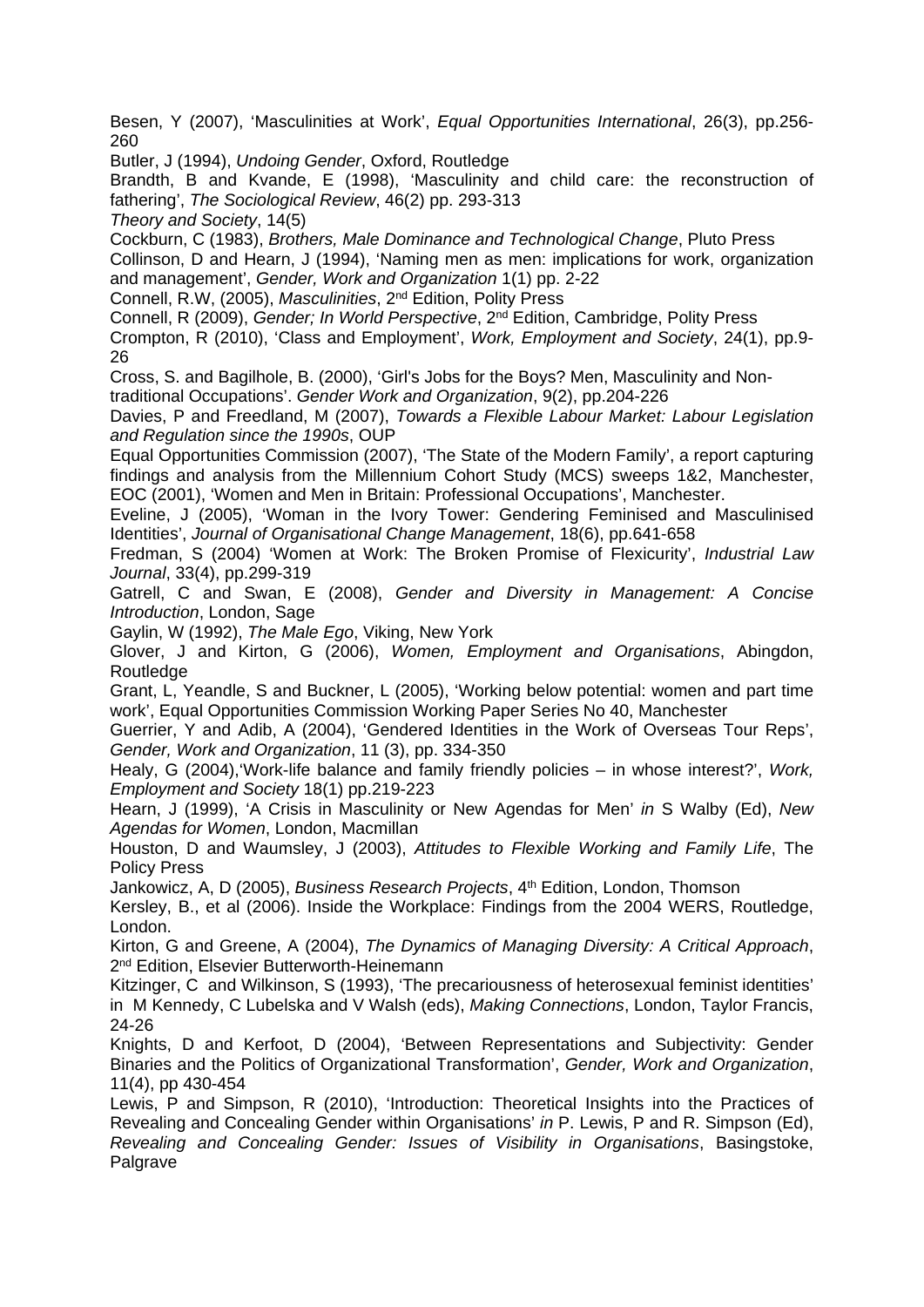Besen, Y (2007), 'Masculinities at Work', *Equal Opportunities International*, 26(3), pp.256-260

Butler, J (1994), *Undoing Gender*, Oxford, Routledge

Brandth, B and Kvande, E (1998), 'Masculinity and child care: the reconstruction of fathering', *The Sociological Review*, 46(2) pp. 293-313

*Theory and Society*, 14(5)

Cockburn, C (1983), *Brothers, Male Dominance and Technological Change*, Pluto Press

Collinson, D and Hearn, J (1994), 'Naming men as men: implications for work, organization and management', *Gender, Work and Organization* 1(1) pp. 2-22

Connell, R.W, (2005), *Masculinities*, 2nd Edition, Polity Press

Connell, R (2009), *Gender; In World Perspective*, 2nd Edition, Cambridge, Polity Press

Crompton, R (2010), 'Class and Employment', *Work, Employment and Society*, 24(1), pp.9-26

Cross, S. and Bagilhole, B. (2000), 'Girl's Jobs for the Boys? Men, Masculinity and Non-traditional Occupations'. *Gender Work and Organization*, 9(2), pp.204-226

Davies, P and Freedland, M (2007), *Towards a Flexible Labour Market: Labour Legislation and Regulation since the 1990s*, OUP

Equal Opportunities Commission (2007), 'The State of the Modern Family', a report capturing findings and analysis from the Millennium Cohort Study (MCS) sweeps 1&2, Manchester, EOC (2001), 'Women and Men in Britain: Professional Occupations', Manchester.

Eveline, J (2005), 'Woman in the Ivory Tower: Gendering Feminised and Masculinised Identities', *Journal of Organisational Change Management*, 18(6), pp.641-658

Fredman, S (2004) 'Women at Work: The Broken Promise of Flexicurity', *Industrial Law Journal*, 33(4), pp.299-319

Gatrell, C and Swan, E (2008), *Gender and Diversity in Management: A Concise Introduction*, London, Sage

Gaylin, W (1992), *The Male Ego*, Viking, New York

Glover, J and Kirton, G (2006), *Women, Employment and Organisations*, Abingdon, Routledge

Grant, L, Yeandle, S and Buckner, L (2005), 'Working below potential: women and part time work', Equal Opportunities Commission Working Paper Series No 40, Manchester

Guerrier, Y and Adib, A (2004), 'Gendered Identities in the Work of Overseas Tour Reps', *Gender, Work and Organization*, 11 (3), pp. 334-350

Healy, G (2004),'Work-life balance and family friendly policies – in whose interest?', *Work, Employment and Society* 18(1) pp.219-223

Hearn, J (1999), 'A Crisis in Masculinity or New Agendas for Men' *in* S Walby (Ed), *New Agendas for Women*, London, Macmillan

Houston, D and Waumsley, J (2003), *Attitudes to Flexible Working and Family Life*, The Policy Press

Jankowicz, A, D (2005), *Business Research Projects*, 4th Edition, London, Thomson

Kersley, B., et al (2006). Inside the Workplace: Findings from the 2004 WERS, Routledge, London.

Kirton, G and Greene, A (2004), *The Dynamics of Managing Diversity: A Critical Approach*, 2nd Edition, Elsevier Butterworth-Heinemann

Kitzinger, C and Wilkinson, S (1993), 'The precariousness of heterosexual feminist identities' in M Kennedy, C Lubelska and V Walsh (eds), *Making Connections*, London, Taylor Francis, 24-26

Knights, D and Kerfoot, D (2004), 'Between Representations and Subjectivity: Gender Binaries and the Politics of Organizational Transformation', *Gender, Work and Organization*, 11(4), pp 430-454

Lewis, P and Simpson, R (2010), 'Introduction: Theoretical Insights into the Practices of Revealing and Concealing Gender within Organisations' *in* P. Lewis, P and R. Simpson (Ed), *Revealing and Concealing Gender: Issues of Visibility in Organisations*, Basingstoke, Palgrave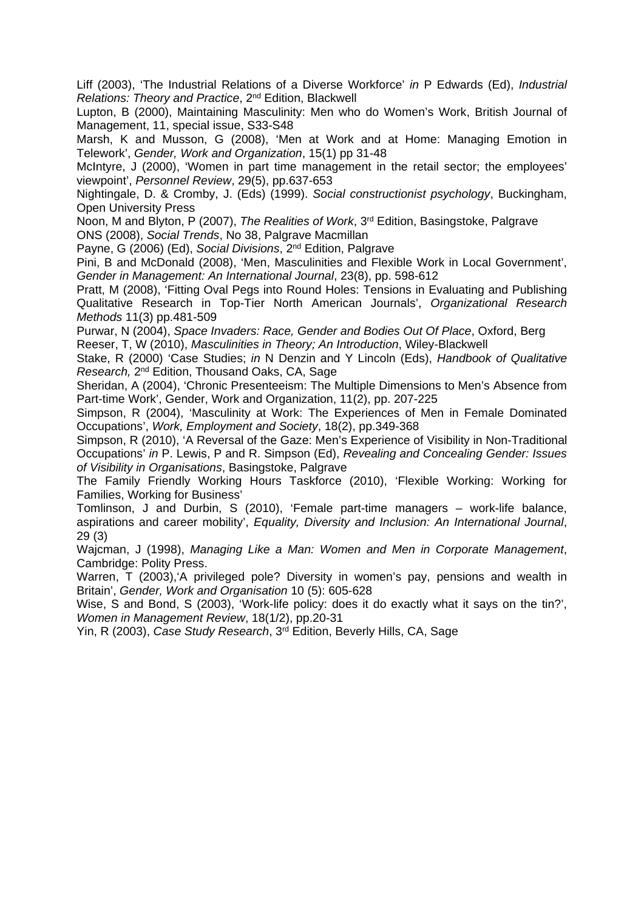Liff (2003), 'The Industrial Relations of a Diverse Workforce' *in* P Edwards (Ed), *Industrial Relations: Theory and Practice*, 2nd Edition, Blackwell

Lupton, B (2000), Maintaining Masculinity: Men who do Women's Work, British Journal of Management, 11, special issue, S33-S48

Marsh, K and Musson, G (2008), 'Men at Work and at Home: Managing Emotion in Telework', *Gender, Work and Organization*, 15(1) pp 31-48

McIntyre, J (2000), 'Women in part time management in the retail sector; the employees' viewpoint', *Personnel Review*, 29(5), pp.637-653

Nightingale, D. & Cromby, J. (Eds) (1999). *Social constructionist psychology*, Buckingham, Open University Press

Noon, M and Blyton, P (2007), *The Realities of Work*, 3rd Edition, Basingstoke, Palgrave

ONS (2008), *Social Trends*, No 38, Palgrave Macmillan

Payne, G (2006) (Ed), *Social Divisions*, 2nd Edition, Palgrave

Pini, B and McDonald (2008), 'Men, Masculinities and Flexible Work in Local Government', *Gender in Management: An International Journal*, 23(8), pp. 598-612

Pratt, M (2008), 'Fitting Oval Pegs into Round Holes: Tensions in Evaluating and Publishing Qualitative Research in Top-Tier North American Journals', *Organizational Research Methods* 11(3) pp.481-509

Purwar, N (2004), *Space Invaders: Race, Gender and Bodies Out Of Place*, Oxford, Berg

Reeser, T, W (2010), *Masculinities in Theory; An Introduction*, Wiley-Blackwell

Stake, R (2000) 'Case Studies; *in* N Denzin and Y Lincoln (Eds), *Handbook of Qualitative Research,* 2nd Edition, Thousand Oaks, CA, Sage

Sheridan, A (2004), 'Chronic Presenteeism: The Multiple Dimensions to Men's Absence from Part-time Work', Gender, Work and Organization, 11(2), pp. 207-225

Simpson, R (2004), 'Masculinity at Work: The Experiences of Men in Female Dominated Occupations', *Work, Employment and Society*, 18(2), pp.349-368

Simpson, R (2010), 'A Reversal of the Gaze: Men's Experience of Visibility in Non-Traditional Occupations' *in* P. Lewis, P and R. Simpson (Ed), *Revealing and Concealing Gender: Issues of Visibility in Organisations*, Basingstoke, Palgrave

The Family Friendly Working Hours Taskforce (2010), 'Flexible Working: Working for Families, Working for Business'

Tomlinson, J and Durbin, S (2010), 'Female part-time managers – work-life balance, aspirations and career mobility', *Equality, Diversity and Inclusion: An International Journal*, 29 (3)

Wajcman, J (1998), *Managing Like a Man: Women and Men in Corporate Management*, Cambridge: Polity Press.

Warren, T (2003),'A privileged pole? Diversity in women's pay, pensions and wealth in Britain', *Gender, Work and Organisation* 10 (5): 605-628

Wise, S and Bond, S (2003), 'Work-life policy: does it do exactly what it says on the tin?', *Women in Management Review*, 18(1/2), pp.20-31

Yin, R (2003), *Case Study Research*, 3rd Edition, Beverly Hills, CA, Sage